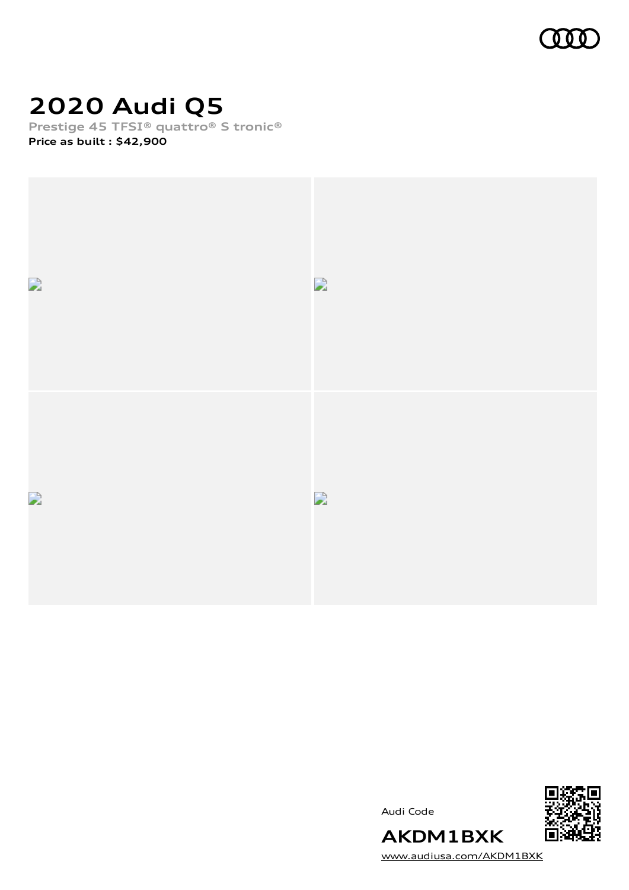# 2020 Audi Q5

Prestige 45 TFSI® quattro® S tronic®

**Price as built : $42,900**

Audi Code

**AKDM1BXK**

www.audiusa.com/AKDM1BXK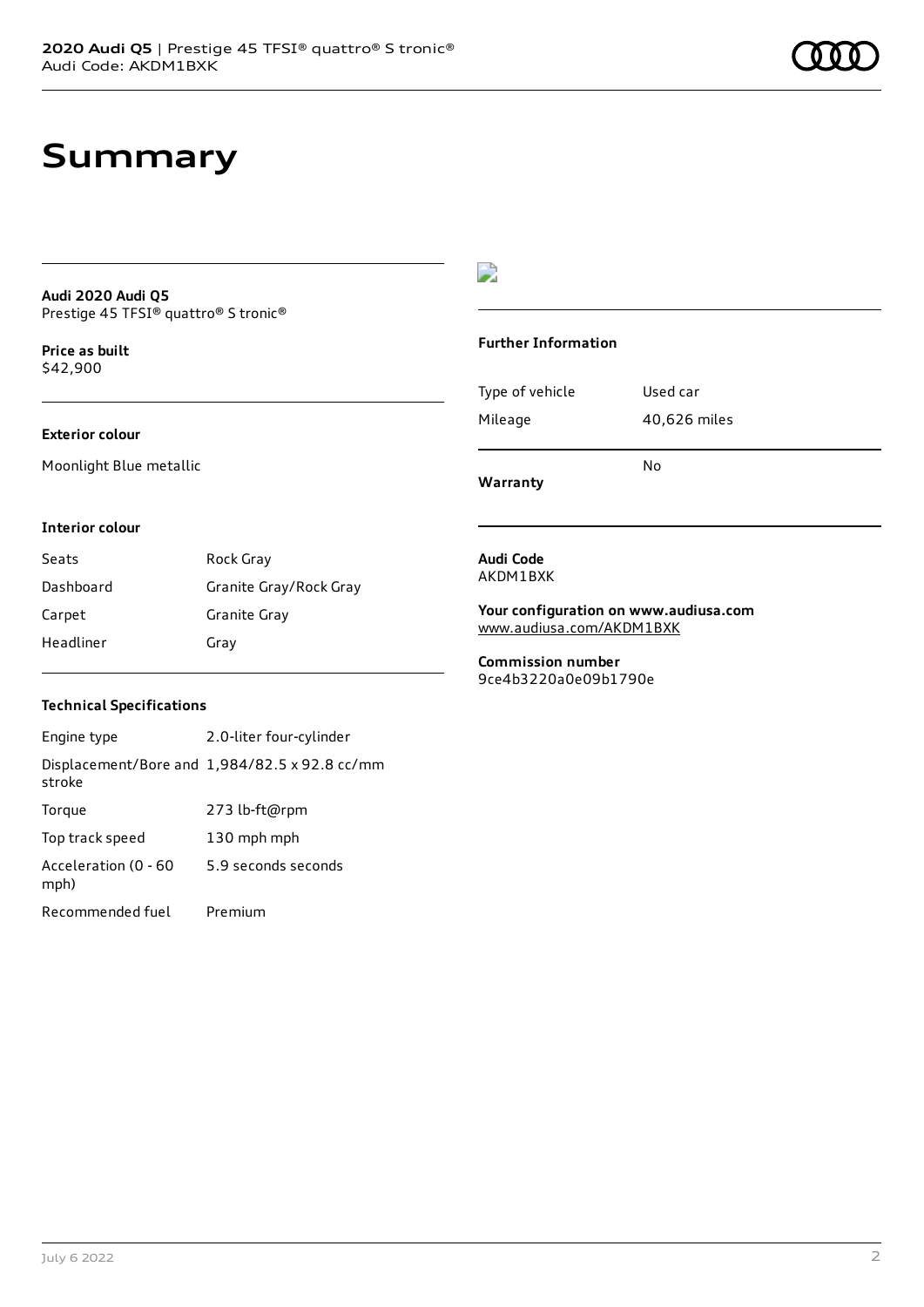# Summary

**Audi 2020 Audi Q5**
Prestige 45 TFSI® quattro® S tronic®

**Price as built**
$42,900

**Exterior colour**

Moonlight Blue metallic

**Interior colour**

| Seats | Rock Gray |
| --- | --- |
| Dashboard | Granite Gray/Rock Gray |
| Carpet | Granite Gray |
| Headliner | Gray |

**Technical Specifications**

| Engine type | 2.0-liter four-cylinder |
| --- | --- |
| Displacement/Bore and stroke | 1,984/82.5 x 92.8 cc/mm |
| Torque | 273 lb-ft@rpm |
| Top track speed | 130 mph mph |
| Acceleration (0 - 60 mph) | 5.9 seconds seconds |
| Recommended fuel | Premium |

**Further Information**

| Type of vehicle | Used car |
| --- | --- |
| Mileage | 40,626 miles |
| **Warranty** | No |

**Audi Code**
AKDM1BXK

**Your configuration on www.audiusa.com**
www.audiusa.com/AKDM1BXK

**Commission number**
9ce4b3220a0e09b1790e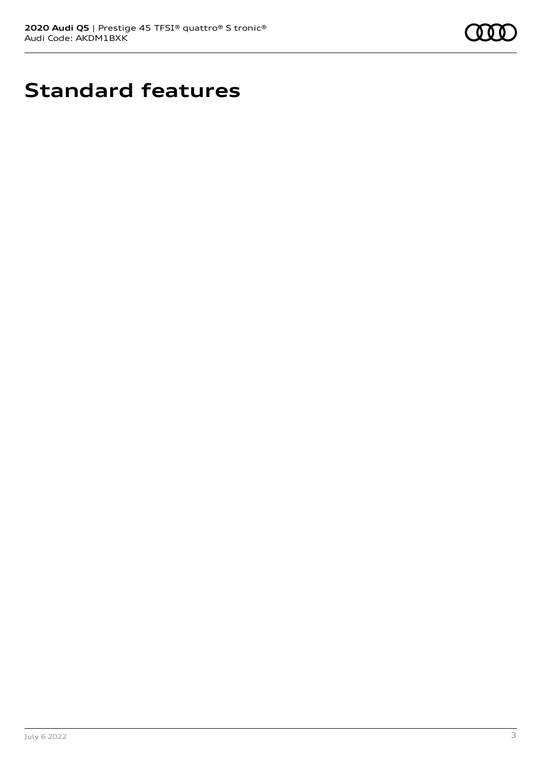# Standard features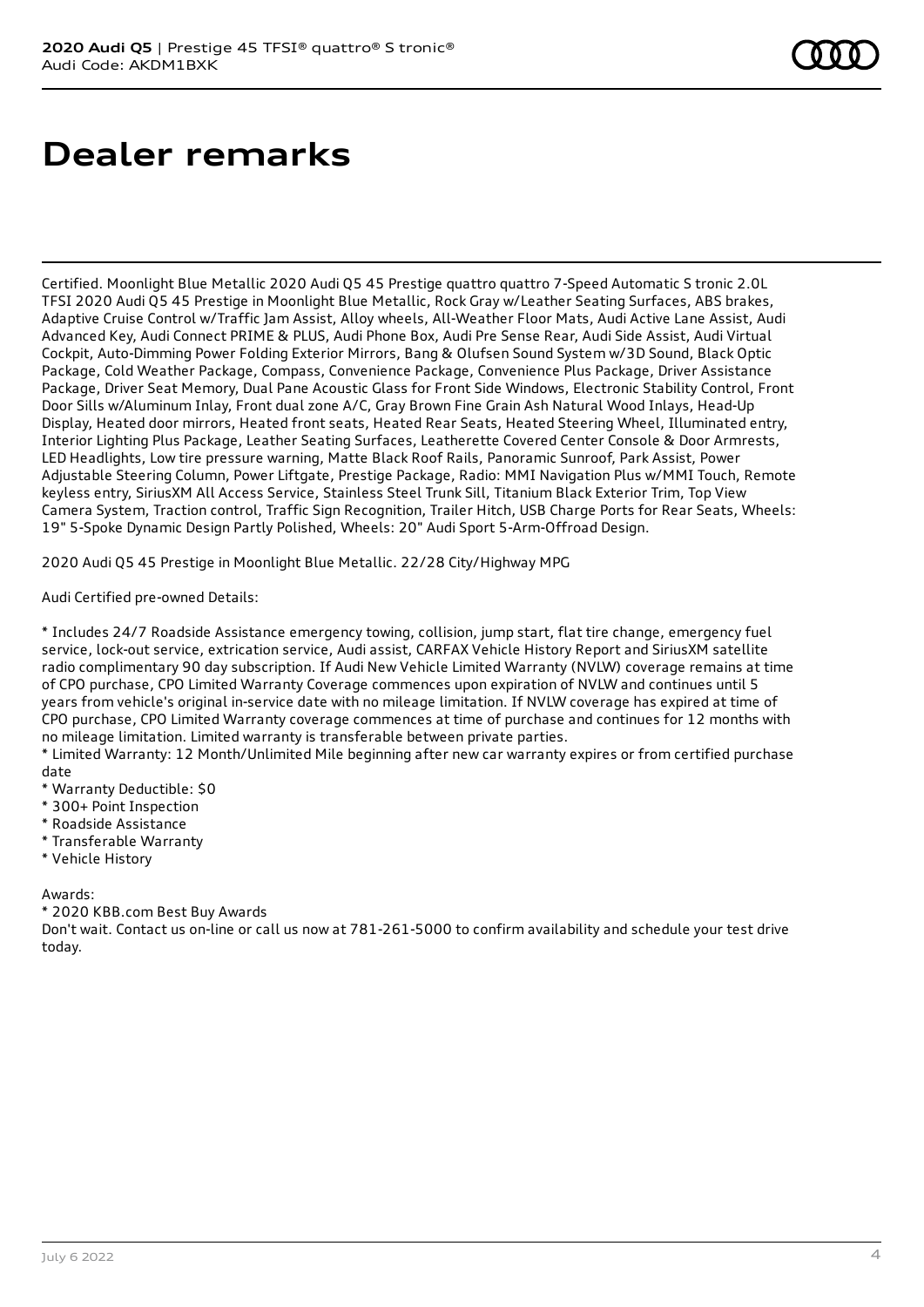# Dealer remarks

Certified. Moonlight Blue Metallic 2020 Audi Q5 45 Prestige quattro quattro 7-Speed Automatic S tronic 2.0L TFSI 2020 Audi Q5 45 Prestige in Moonlight Blue Metallic, Rock Gray w/Leather Seating Surfaces, ABS brakes, Adaptive Cruise Control w/Traffic Jam Assist, Alloy wheels, All-Weather Floor Mats, Audi Active Lane Assist, Audi Advanced Key, Audi Connect PRIME & PLUS, Audi Phone Box, Audi Pre Sense Rear, Audi Side Assist, Audi Virtual Cockpit, Auto-Dimming Power Folding Exterior Mirrors, Bang & Olufsen Sound System w/3D Sound, Black Optic Package, Cold Weather Package, Compass, Convenience Package, Convenience Plus Package, Driver Assistance Package, Driver Seat Memory, Dual Pane Acoustic Glass for Front Side Windows, Electronic Stability Control, Front Door Sills w/Aluminum Inlay, Front dual zone A/C, Gray Brown Fine Grain Ash Natural Wood Inlays, Head-Up Display, Heated door mirrors, Heated front seats, Heated Rear Seats, Heated Steering Wheel, Illuminated entry, Interior Lighting Plus Package, Leather Seating Surfaces, Leatherette Covered Center Console & Door Armrests, LED Headlights, Low tire pressure warning, Matte Black Roof Rails, Panoramic Sunroof, Park Assist, Power Adjustable Steering Column, Power Liftgate, Prestige Package, Radio: MMI Navigation Plus w/MMI Touch, Remote keyless entry, SiriusXM All Access Service, Stainless Steel Trunk Sill, Titanium Black Exterior Trim, Top View Camera System, Traction control, Traffic Sign Recognition, Trailer Hitch, USB Charge Ports for Rear Seats, Wheels: 19" 5-Spoke Dynamic Design Partly Polished, Wheels: 20" Audi Sport 5-Arm-Offroad Design.

2020 Audi Q5 45 Prestige in Moonlight Blue Metallic. 22/28 City/Highway MPG

Audi Certified pre-owned Details:

* Includes 24/7 Roadside Assistance emergency towing, collision, jump start, flat tire change, emergency fuel service, lock-out service, extrication service, Audi assist, CARFAX Vehicle History Report and SiriusXM satellite radio complimentary 90 day subscription. If Audi New Vehicle Limited Warranty (NVLW) coverage remains at time of CPO purchase, CPO Limited Warranty Coverage commences upon expiration of NVLW and continues until 5 years from vehicle's original in-service date with no mileage limitation. If NVLW coverage has expired at time of CPO purchase, CPO Limited Warranty coverage commences at time of purchase and continues for 12 months with no mileage limitation. Limited warranty is transferable between private parties.
* Limited Warranty: 12 Month/Unlimited Mile beginning after new car warranty expires or from certified purchase date
* Warranty Deductible: $0
* 300+ Point Inspection
* Roadside Assistance
* Transferable Warranty
* Vehicle History

Awards:
* 2020 KBB.com Best Buy Awards

Don't wait. Contact us on-line or call us now at 781-261-5000 to confirm availability and schedule your test drive today.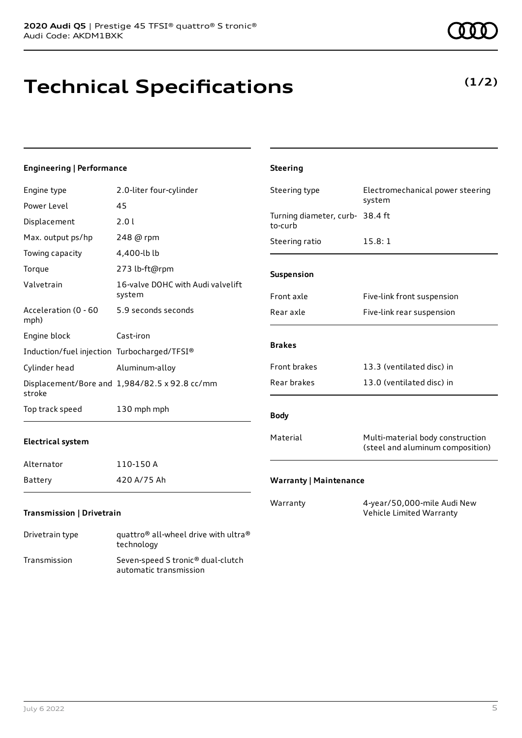**2020 Audi Q5** | Prestige 45 TFSI® quattro® S tronic®
Audi Code: AKDM1BXK

# Technical Specifications

**(1/2)**

### Engineering | Performance

| | |
|---|---|
| Engine type | 2.0-liter four-cylinder |
| Power Level | 45 |
| Displacement | 2.0 l |
| Max. output ps/hp | 248 @ rpm |
| Towing capacity | 4,400-lb lb |
| Torque | 273 lb-ft@rpm |
| Valvetrain | 16-valve DOHC with Audi valvelift system |
| Acceleration (0 - 60 mph) | 5.9 seconds seconds |
| Engine block | Cast-iron |
| Induction/fuel injection | Turbocharged/TFSI® |
| Cylinder head | Aluminum-alloy |
| Displacement/Bore and stroke | 1,984/82.5 x 92.8 cc/mm |
| Top track speed | 130 mph mph |

### Electrical system

| | |
|---|---|
| Alternator | 110-150 A |
| Battery | 420 A/75 Ah |

### Transmission | Drivetrain

| | |
|---|---|
| Drivetrain type | quattro® all-wheel drive with ultra® technology |
| Transmission | Seven-speed S tronic® dual-clutch automatic transmission |

### Steering

| | |
|---|---|
| Steering type | Electromechanical power steering system |
| Turning diameter, curb-to-curb | 38.4 ft |
| Steering ratio | 15.8: 1 |

### Suspension

| | |
|---|---|
| Front axle | Five-link front suspension |
| Rear axle | Five-link rear suspension |

### Brakes

| | |
|---|---|
| Front brakes | 13.3 (ventilated disc) in |
| Rear brakes | 13.0 (ventilated disc) in |

### Body

| | |
|---|---|
| Material | Multi-material body construction (steel and aluminum composition) |

### Warranty | Maintenance

| | |
|---|---|
| Warranty | 4-year/50,000-mile Audi New Vehicle Limited Warranty |

July 6 2022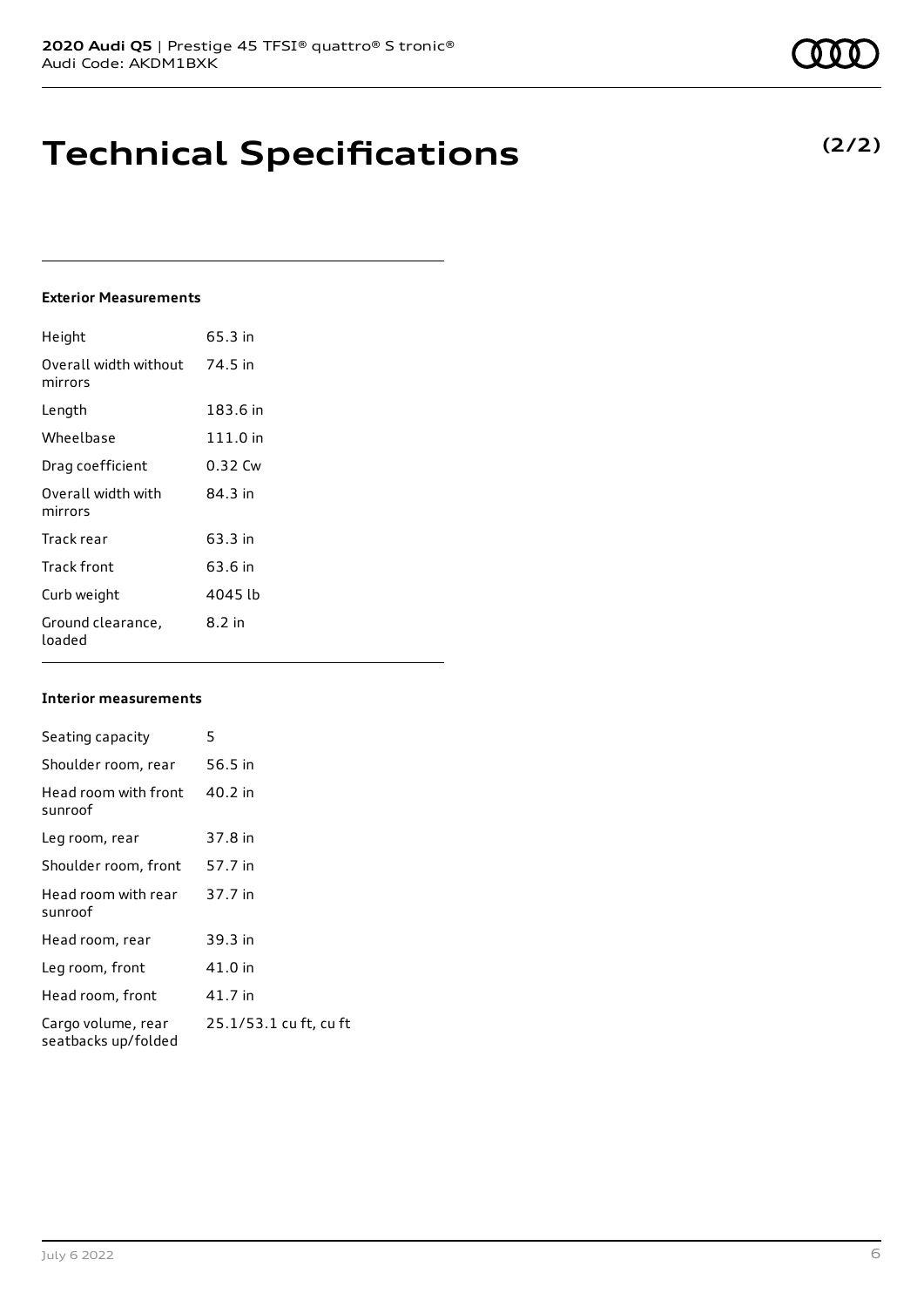# Technical Specifications

**(2/2)**

### Exterior Measurements

| | |
|---|---|
| Height | 65.3 in |
| Overall width without mirrors | 74.5 in |
| Length | 183.6 in |
| Wheelbase | 111.0 in |
| Drag coefficient | 0.32 Cw |
| Overall width with mirrors | 84.3 in |
| Track rear | 63.3 in |
| Track front | 63.6 in |
| Curb weight | 4045 lb |
| Ground clearance, loaded | 8.2 in |

### Interior measurements

| | |
|---|---|
| Seating capacity | 5 |
| Shoulder room, rear | 56.5 in |
| Head room with front sunroof | 40.2 in |
| Leg room, rear | 37.8 in |
| Shoulder room, front | 57.7 in |
| Head room with rear sunroof | 37.7 in |
| Head room, rear | 39.3 in |
| Leg room, front | 41.0 in |
| Head room, front | 41.7 in |
| Cargo volume, rear seatbacks up/folded | 25.1/53.1 cu ft, cu ft |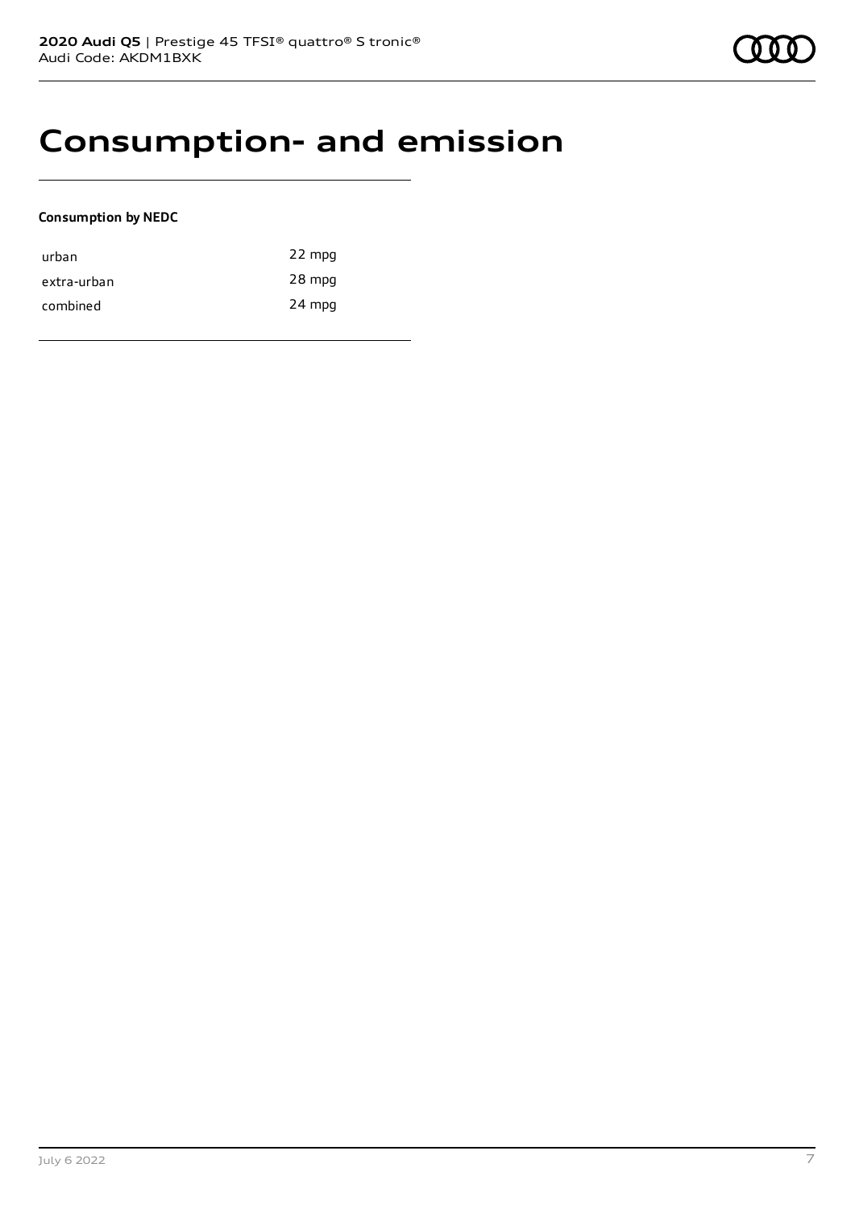# Consumption- and emission

**Consumption by NEDC**

| | |
|---|---|
| urban | 22 mpg |
| extra-urban | 28 mpg |
| combined | 24 mpg |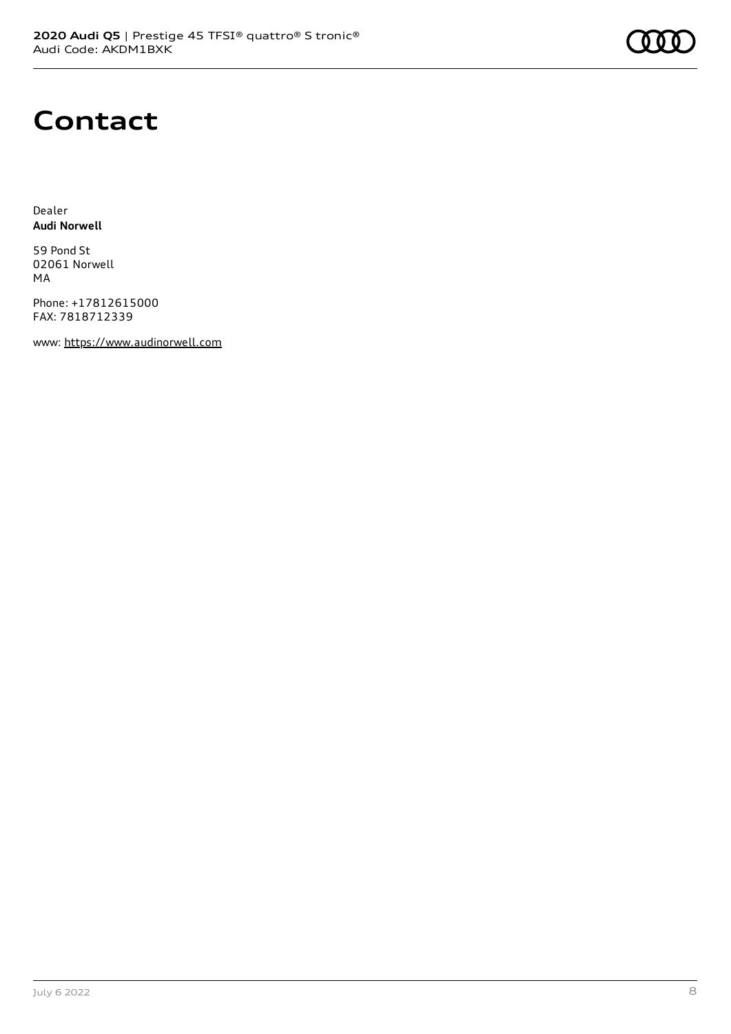# Contact

Dealer
**Audi Norwell**

59 Pond St
02061 Norwell
MA

Phone: +17812615000
FAX: 7818712339

www: https://www.audinorwell.com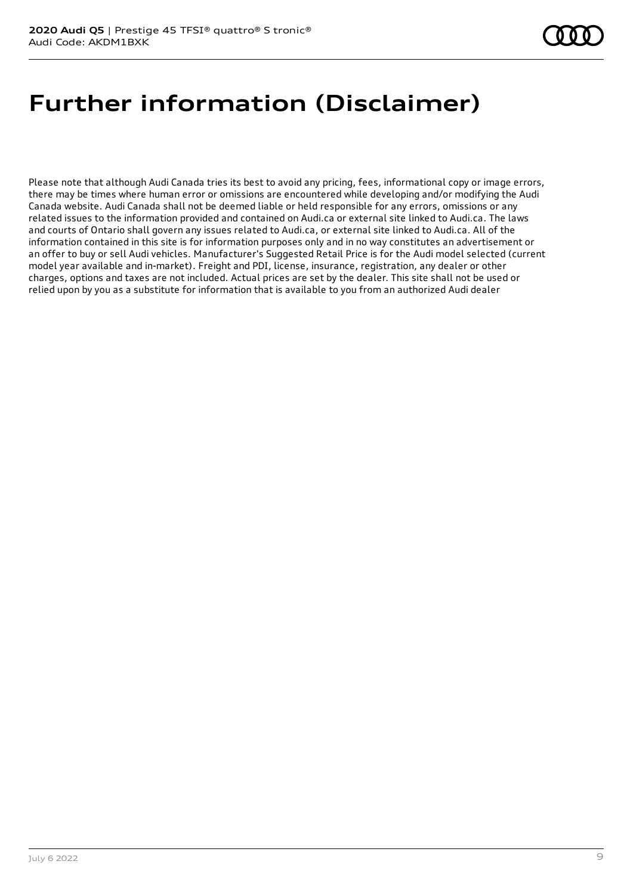# Further information (Disclaimer)

Please note that although Audi Canada tries its best to avoid any pricing, fees, informational copy or image errors, there may be times where human error or omissions are encountered while developing and/or modifying the Audi Canada website. Audi Canada shall not be deemed liable or held responsible for any errors, omissions or any related issues to the information provided and contained on Audi.ca or external site linked to Audi.ca. The laws and courts of Ontario shall govern any issues related to Audi.ca, or external site linked to Audi.ca. All of the information contained in this site is for information purposes only and in no way constitutes an advertisement or an offer to buy or sell Audi vehicles. Manufacturer's Suggested Retail Price is for the Audi model selected (current model year available and in-market). Freight and PDI, license, insurance, registration, any dealer or other charges, options and taxes are not included. Actual prices are set by the dealer. This site shall not be used or relied upon by you as a substitute for information that is available to you from an authorized Audi dealer